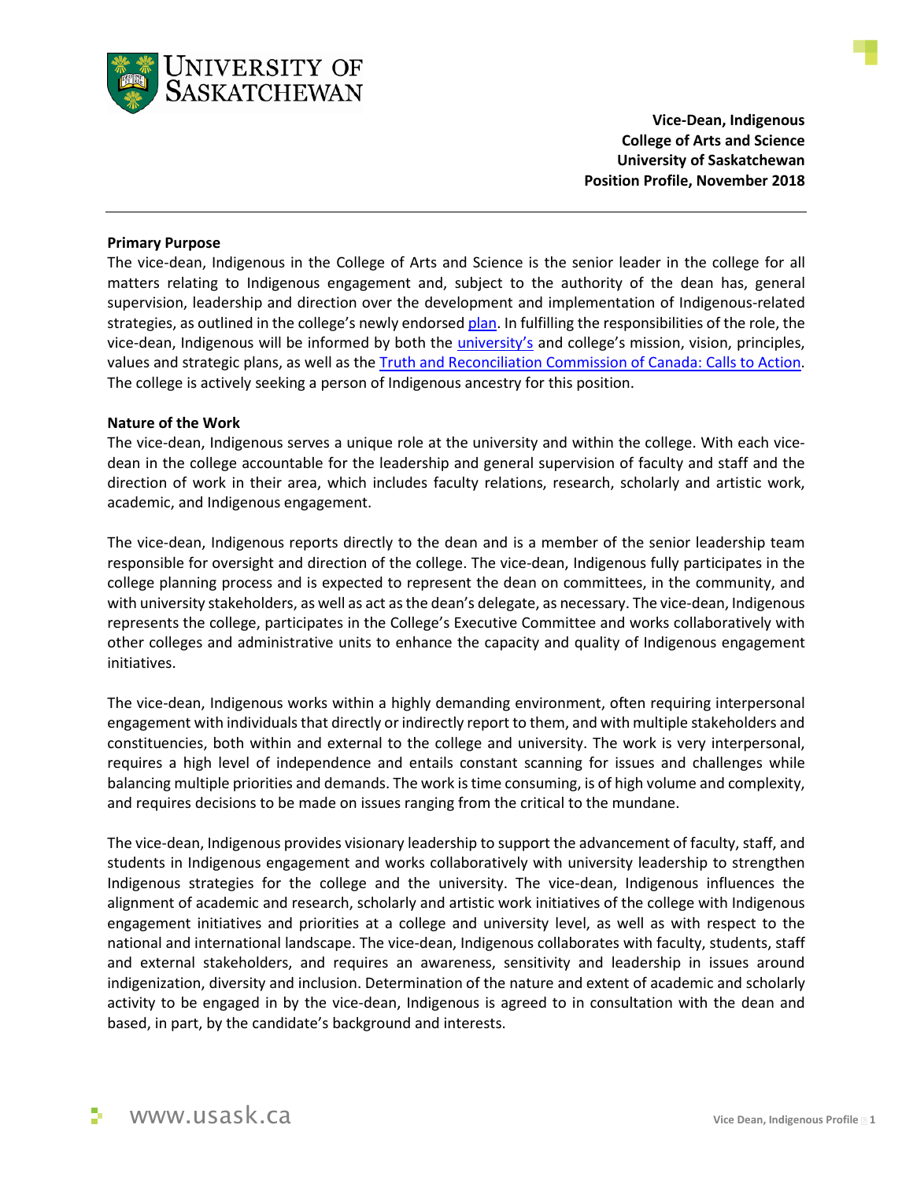**Vice-Dean, Indigenous**
**College of Arts and Science**
**University of Saskatchewan**
**Position Profile, November 2018**

---

**Primary Purpose**

The vice-dean, Indigenous in the College of Arts and Science is the senior leader in the college for all matters relating to Indigenous engagement and, subject to the authority of the dean has, general supervision, leadership and direction over the development and implementation of Indigenous-related strategies, as outlined in the college's newly endorsed plan. In fulfilling the responsibilities of the role, the vice-dean, Indigenous will be informed by both the university's and college's mission, vision, principles, values and strategic plans, as well as the Truth and Reconciliation Commission of Canada: Calls to Action. The college is actively seeking a person of Indigenous ancestry for this position.

**Nature of the Work**

The vice-dean, Indigenous serves a unique role at the university and within the college. With each vice-dean in the college accountable for the leadership and general supervision of faculty and staff and the direction of work in their area, which includes faculty relations, research, scholarly and artistic work, academic, and Indigenous engagement.

The vice-dean, Indigenous reports directly to the dean and is a member of the senior leadership team responsible for oversight and direction of the college. The vice-dean, Indigenous fully participates in the college planning process and is expected to represent the dean on committees, in the community, and with university stakeholders, as well as act as the dean's delegate, as necessary. The vice-dean, Indigenous represents the college, participates in the College's Executive Committee and works collaboratively with other colleges and administrative units to enhance the capacity and quality of Indigenous engagement initiatives.

The vice-dean, Indigenous works within a highly demanding environment, often requiring interpersonal engagement with individuals that directly or indirectly report to them, and with multiple stakeholders and constituencies, both within and external to the college and university. The work is very interpersonal, requires a high level of independence and entails constant scanning for issues and challenges while balancing multiple priorities and demands. The work is time consuming, is of high volume and complexity, and requires decisions to be made on issues ranging from the critical to the mundane.

The vice-dean, Indigenous provides visionary leadership to support the advancement of faculty, staff, and students in Indigenous engagement and works collaboratively with university leadership to strengthen Indigenous strategies for the college and the university. The vice-dean, Indigenous influences the alignment of academic and research, scholarly and artistic work initiatives of the college with Indigenous engagement initiatives and priorities at a college and university level, as well as with respect to the national and international landscape. The vice-dean, Indigenous collaborates with faculty, students, staff and external stakeholders, and requires an awareness, sensitivity and leadership in issues around indigenization, diversity and inclusion. Determination of the nature and extent of academic and scholarly activity to be engaged in by the vice-dean, Indigenous is agreed to in consultation with the dean and based, in part, by the candidate's background and interests.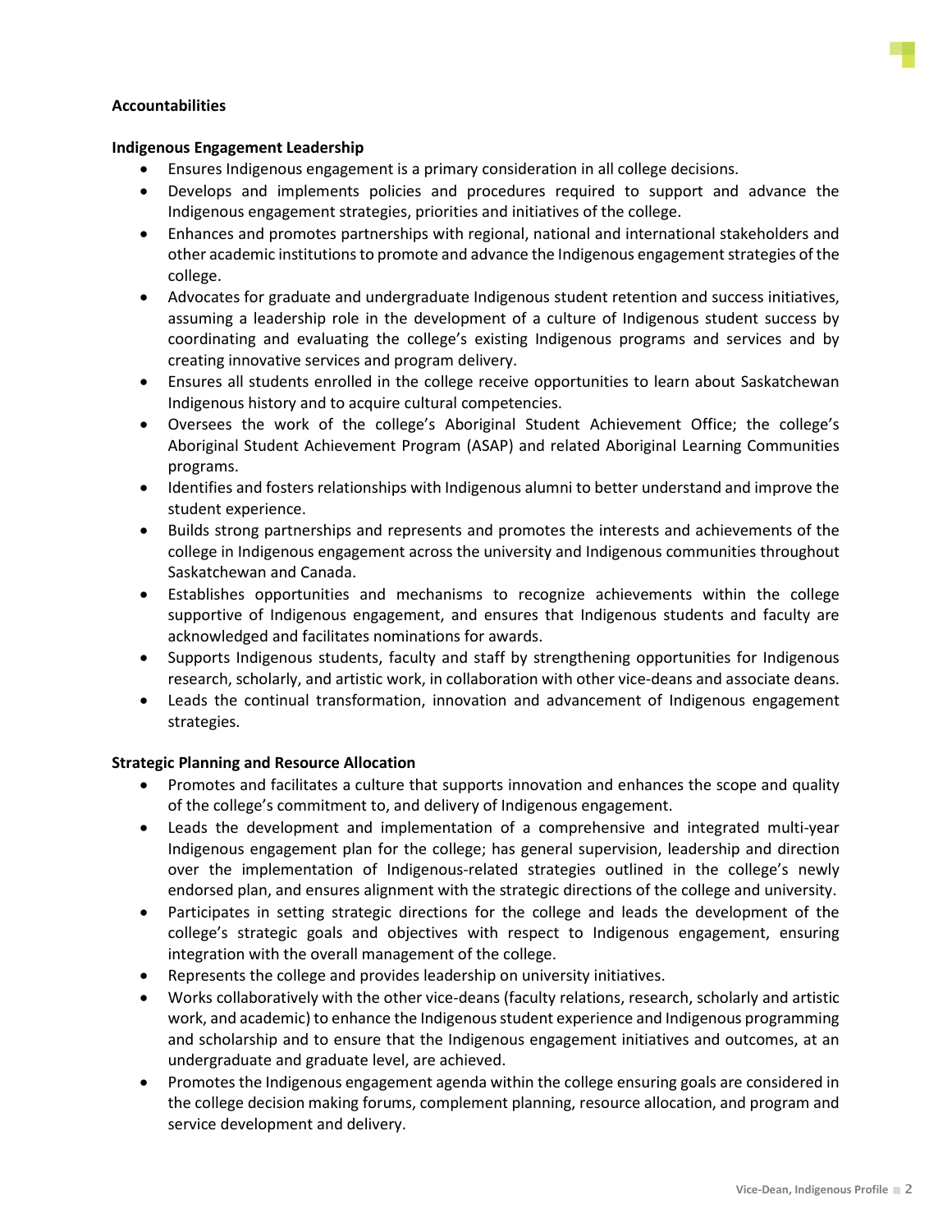**Accountabilities**

**Indigenous Engagement Leadership**

- Ensures Indigenous engagement is a primary consideration in all college decisions.
- Develops and implements policies and procedures required to support and advance the Indigenous engagement strategies, priorities and initiatives of the college.
- Enhances and promotes partnerships with regional, national and international stakeholders and other academic institutions to promote and advance the Indigenous engagement strategies of the college.
- Advocates for graduate and undergraduate Indigenous student retention and success initiatives, assuming a leadership role in the development of a culture of Indigenous student success by coordinating and evaluating the college's existing Indigenous programs and services and by creating innovative services and program delivery.
- Ensures all students enrolled in the college receive opportunities to learn about Saskatchewan Indigenous history and to acquire cultural competencies.
- Oversees the work of the college's Aboriginal Student Achievement Office; the college's Aboriginal Student Achievement Program (ASAP) and related Aboriginal Learning Communities programs.
- Identifies and fosters relationships with Indigenous alumni to better understand and improve the student experience.
- Builds strong partnerships and represents and promotes the interests and achievements of the college in Indigenous engagement across the university and Indigenous communities throughout Saskatchewan and Canada.
- Establishes opportunities and mechanisms to recognize achievements within the college supportive of Indigenous engagement, and ensures that Indigenous students and faculty are acknowledged and facilitates nominations for awards.
- Supports Indigenous students, faculty and staff by strengthening opportunities for Indigenous research, scholarly, and artistic work, in collaboration with other vice-deans and associate deans.
- Leads the continual transformation, innovation and advancement of Indigenous engagement strategies.

**Strategic Planning and Resource Allocation**

- Promotes and facilitates a culture that supports innovation and enhances the scope and quality of the college's commitment to, and delivery of Indigenous engagement.
- Leads the development and implementation of a comprehensive and integrated multi-year Indigenous engagement plan for the college; has general supervision, leadership and direction over the implementation of Indigenous-related strategies outlined in the college's newly endorsed plan, and ensures alignment with the strategic directions of the college and university.
- Participates in setting strategic directions for the college and leads the development of the college's strategic goals and objectives with respect to Indigenous engagement, ensuring integration with the overall management of the college.
- Represents the college and provides leadership on university initiatives.
- Works collaboratively with the other vice-deans (faculty relations, research, scholarly and artistic work, and academic) to enhance the Indigenous student experience and Indigenous programming and scholarship and to ensure that the Indigenous engagement initiatives and outcomes, at an undergraduate and graduate level, are achieved.
- Promotes the Indigenous engagement agenda within the college ensuring goals are considered in the college decision making forums, complement planning, resource allocation, and program and service development and delivery.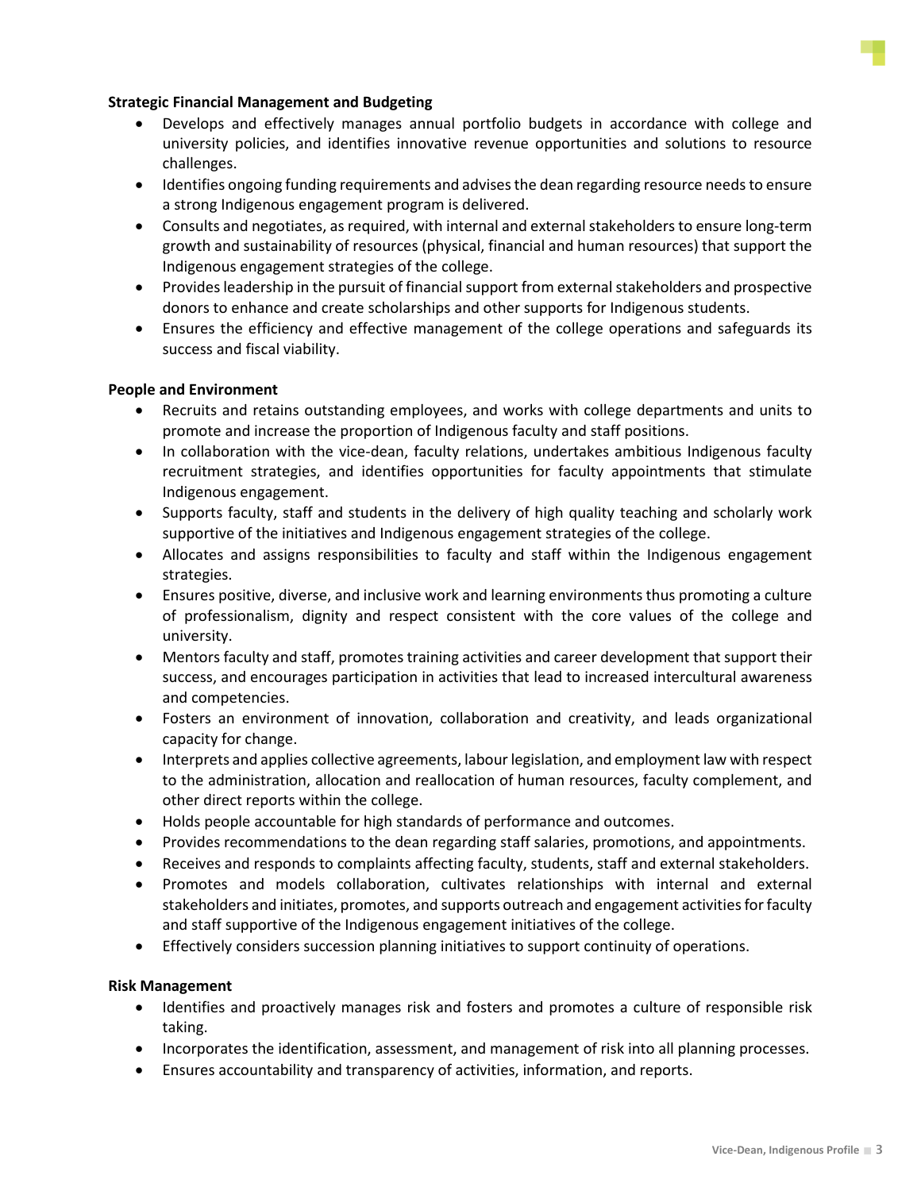**Strategic Financial Management and Budgeting**

- Develops and effectively manages annual portfolio budgets in accordance with college and university policies, and identifies innovative revenue opportunities and solutions to resource challenges.
- Identifies ongoing funding requirements and advises the dean regarding resource needs to ensure a strong Indigenous engagement program is delivered.
- Consults and negotiates, as required, with internal and external stakeholders to ensure long-term growth and sustainability of resources (physical, financial and human resources) that support the Indigenous engagement strategies of the college.
- Provides leadership in the pursuit of financial support from external stakeholders and prospective donors to enhance and create scholarships and other supports for Indigenous students.
- Ensures the efficiency and effective management of the college operations and safeguards its success and fiscal viability.

**People and Environment**

- Recruits and retains outstanding employees, and works with college departments and units to promote and increase the proportion of Indigenous faculty and staff positions.
- In collaboration with the vice-dean, faculty relations, undertakes ambitious Indigenous faculty recruitment strategies, and identifies opportunities for faculty appointments that stimulate Indigenous engagement.
- Supports faculty, staff and students in the delivery of high quality teaching and scholarly work supportive of the initiatives and Indigenous engagement strategies of the college.
- Allocates and assigns responsibilities to faculty and staff within the Indigenous engagement strategies.
- Ensures positive, diverse, and inclusive work and learning environments thus promoting a culture of professionalism, dignity and respect consistent with the core values of the college and university.
- Mentors faculty and staff, promotes training activities and career development that support their success, and encourages participation in activities that lead to increased intercultural awareness and competencies.
- Fosters an environment of innovation, collaboration and creativity, and leads organizational capacity for change.
- Interprets and applies collective agreements, labour legislation, and employment law with respect to the administration, allocation and reallocation of human resources, faculty complement, and other direct reports within the college.
- Holds people accountable for high standards of performance and outcomes.
- Provides recommendations to the dean regarding staff salaries, promotions, and appointments.
- Receives and responds to complaints affecting faculty, students, staff and external stakeholders.
- Promotes and models collaboration, cultivates relationships with internal and external stakeholders and initiates, promotes, and supports outreach and engagement activities for faculty and staff supportive of the Indigenous engagement initiatives of the college.
- Effectively considers succession planning initiatives to support continuity of operations.

**Risk Management**

- Identifies and proactively manages risk and fosters and promotes a culture of responsible risk taking.
- Incorporates the identification, assessment, and management of risk into all planning processes.
- Ensures accountability and transparency of activities, information, and reports.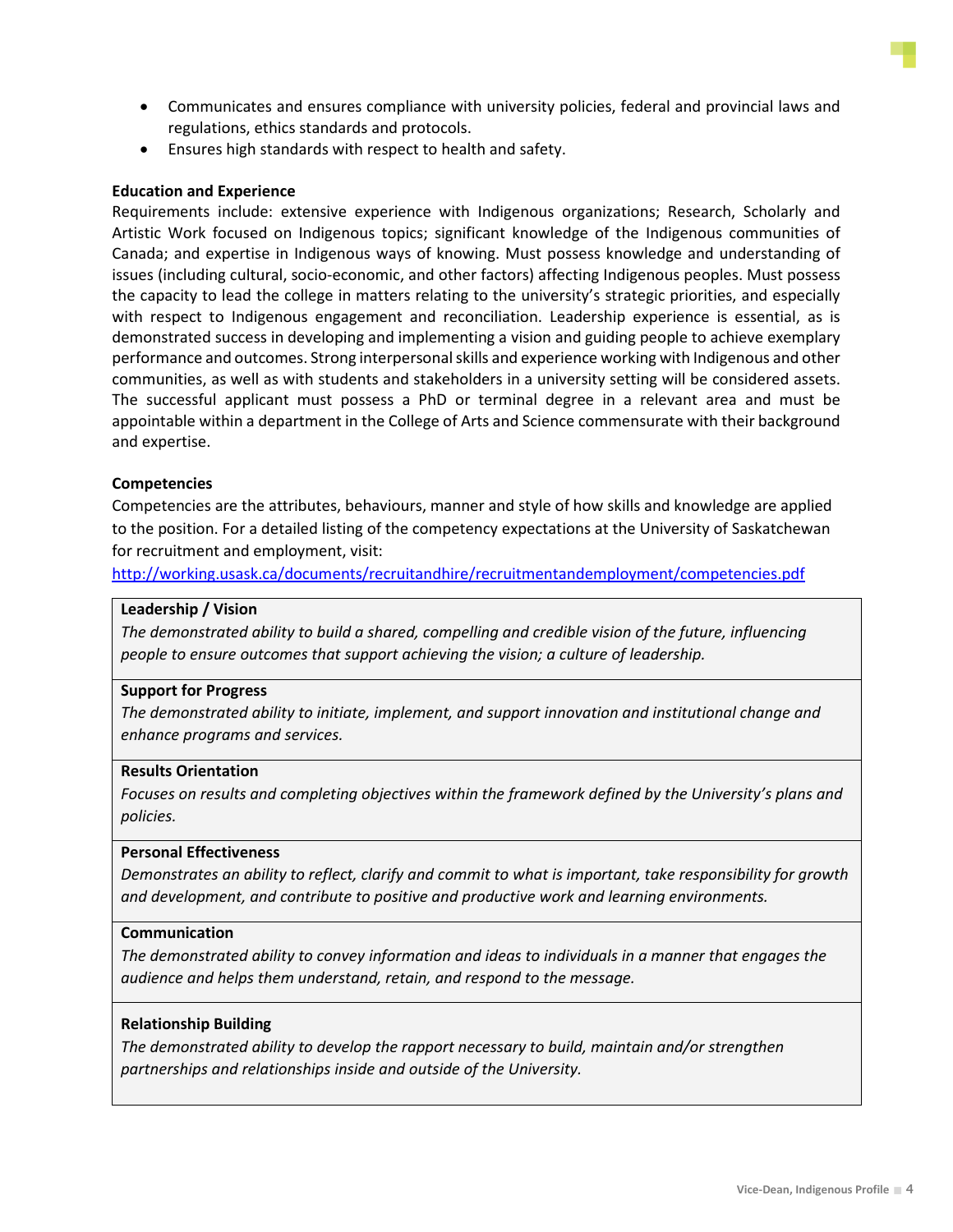- Communicates and ensures compliance with university policies, federal and provincial laws and regulations, ethics standards and protocols.
- Ensures high standards with respect to health and safety.

**Education and Experience**

Requirements include: extensive experience with Indigenous organizations; Research, Scholarly and Artistic Work focused on Indigenous topics; significant knowledge of the Indigenous communities of Canada; and expertise in Indigenous ways of knowing. Must possess knowledge and understanding of issues (including cultural, socio-economic, and other factors) affecting Indigenous peoples. Must possess the capacity to lead the college in matters relating to the university's strategic priorities, and especially with respect to Indigenous engagement and reconciliation. Leadership experience is essential, as is demonstrated success in developing and implementing a vision and guiding people to achieve exemplary performance and outcomes. Strong interpersonal skills and experience working with Indigenous and other communities, as well as with students and stakeholders in a university setting will be considered assets. The successful applicant must possess a PhD or terminal degree in a relevant area and must be appointable within a department in the College of Arts and Science commensurate with their background and expertise.

**Competencies**

Competencies are the attributes, behaviours, manner and style of how skills and knowledge are applied to the position. For a detailed listing of the competency expectations at the University of Saskatchewan for recruitment and employment, visit:
http://working.usask.ca/documents/recruitandhire/recruitmentandemployment/competencies.pdf

| |
|---|
| **Leadership / Vision**<br>*The demonstrated ability to build a shared, compelling and credible vision of the future, influencing people to ensure outcomes that support achieving the vision; a culture of leadership.* |
| **Support for Progress**<br>*The demonstrated ability to initiate, implement, and support innovation and institutional change and enhance programs and services.* |
| **Results Orientation**<br>*Focuses on results and completing objectives within the framework defined by the University's plans and policies.* |
| **Personal Effectiveness**<br>*Demonstrates an ability to reflect, clarify and commit to what is important, take responsibility for growth and development, and contribute to positive and productive work and learning environments.* |
| **Communication**<br>*The demonstrated ability to convey information and ideas to individuals in a manner that engages the audience and helps them understand, retain, and respond to the message.* |
| **Relationship Building**<br>*The demonstrated ability to develop the rapport necessary to build, maintain and/or strengthen partnerships and relationships inside and outside of the University.* |